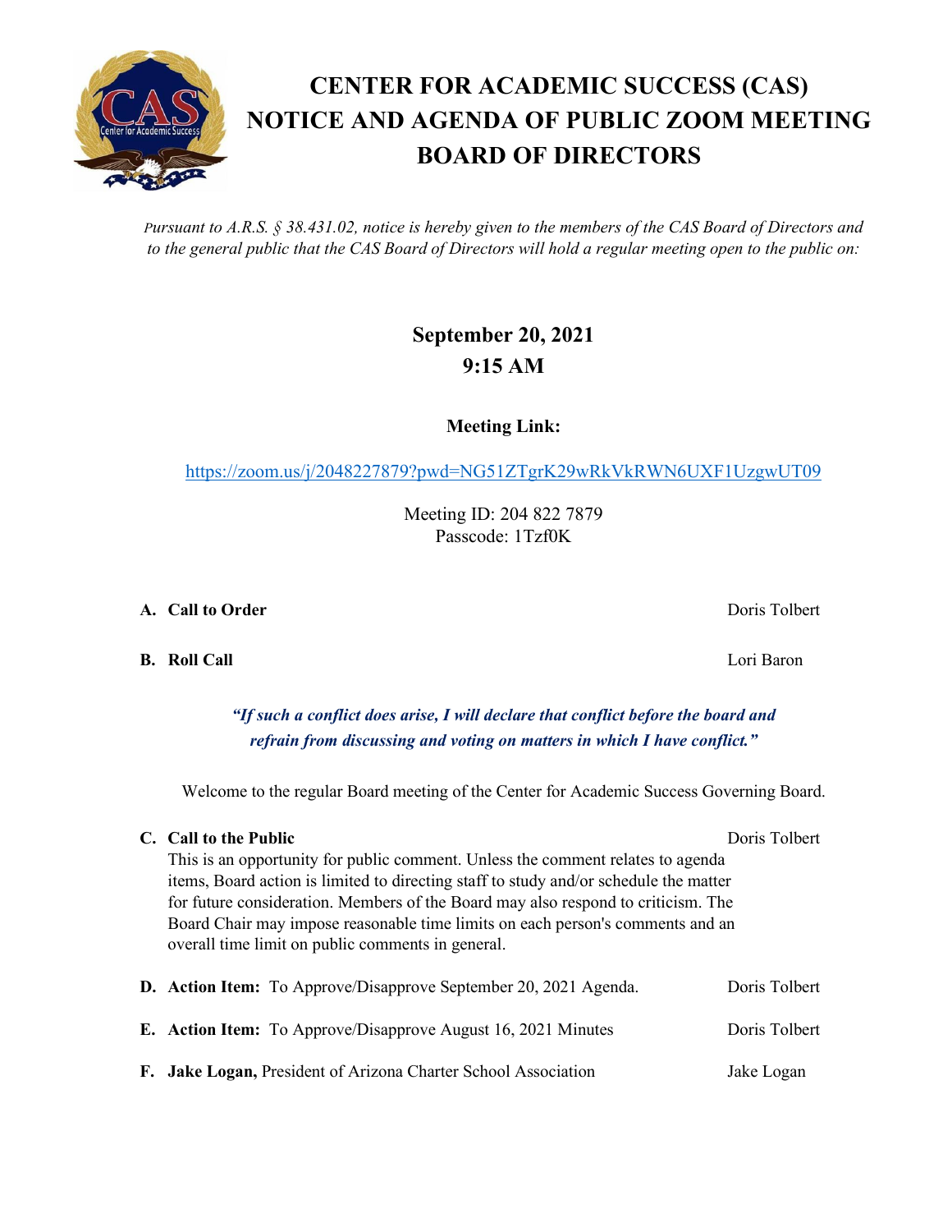# CENTER FOR ACADEMIC SUCCESS (CAS) NOTICE AND AGENDA OF PUBLIC ZOOM MEETING BOARD OF DIRECTORS

*Pursuant to A.R.S. § 38.431.02, notice is hereby given to the members of the CAS Board of Directors and to the general public that the CAS Board of Directors will hold a regular meeting open to the public on:*

**September 20, 2021**
**9:15 AM**

**Meeting Link:**

https://zoom.us/j/2048227879?pwd=NG51ZTgrK29wRkVkRWN6UXF1UzgwUT09

Meeting ID: 204 822 7879
Passcode: 1Tzf0K

**A. Call to Order** — Doris Tolbert

**B. Roll Call** — Lori Baron

***"If such a conflict does arise, I will declare that conflict before the board and refrain from discussing and voting on matters in which I have conflict."***

Welcome to the regular Board meeting of the Center for Academic Success Governing Board.

**C. Call to the Public** — Doris Tolbert
This is an opportunity for public comment. Unless the comment relates to agenda items, Board action is limited to directing staff to study and/or schedule the matter for future consideration. Members of the Board may also respond to criticism. The Board Chair may impose reasonable time limits on each person's comments and an overall time limit on public comments in general.

**D. Action Item:** To Approve/Disapprove September 20, 2021 Agenda. — Doris Tolbert

**E. Action Item:** To Approve/Disapprove August 16, 2021 Minutes — Doris Tolbert

**F. Jake Logan,** President of Arizona Charter School Association — Jake Logan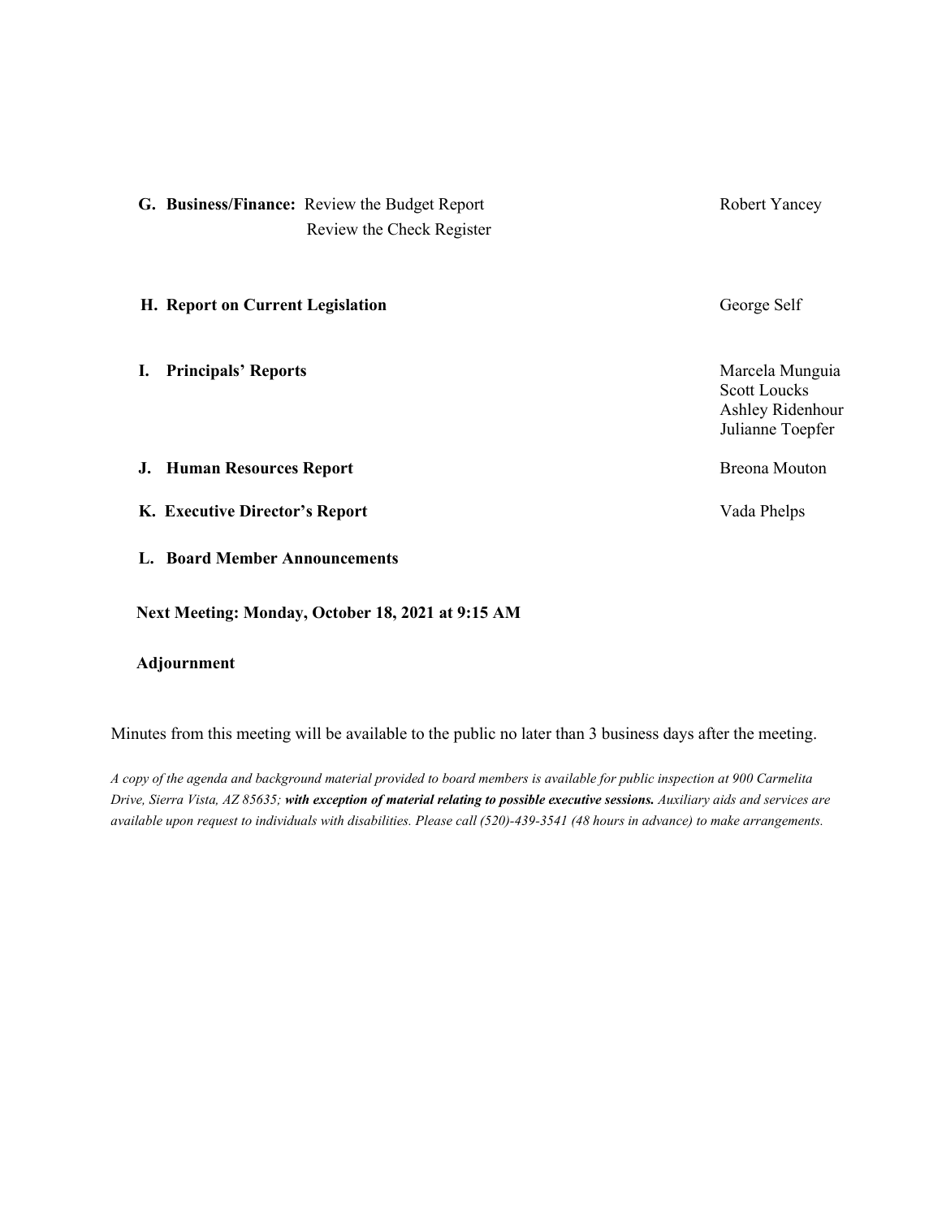**G. Business/Finance:** Review the Budget Report — Robert Yancey
Review the Check Register

**H. Report on Current Legislation** — George Self

**I. Principals' Reports** — Marcela Munguia, Scott Loucks, Ashley Ridenhour, Julianne Toepfer

**J. Human Resources Report** — Breona Mouton

**K. Executive Director's Report** — Vada Phelps

**L. Board Member Announcements**

**Next Meeting: Monday, October 18, 2021 at 9:15 AM**

**Adjournment**

Minutes from this meeting will be available to the public no later than 3 business days after the meeting.

*A copy of the agenda and background material provided to board members is available for public inspection at 900 Carmelita Drive, Sierra Vista, AZ 85635;* ***with exception of material relating to possible executive sessions.*** *Auxiliary aids and services are available upon request to individuals with disabilities. Please call (520)-439-3541 (48 hours in advance) to make arrangements.*